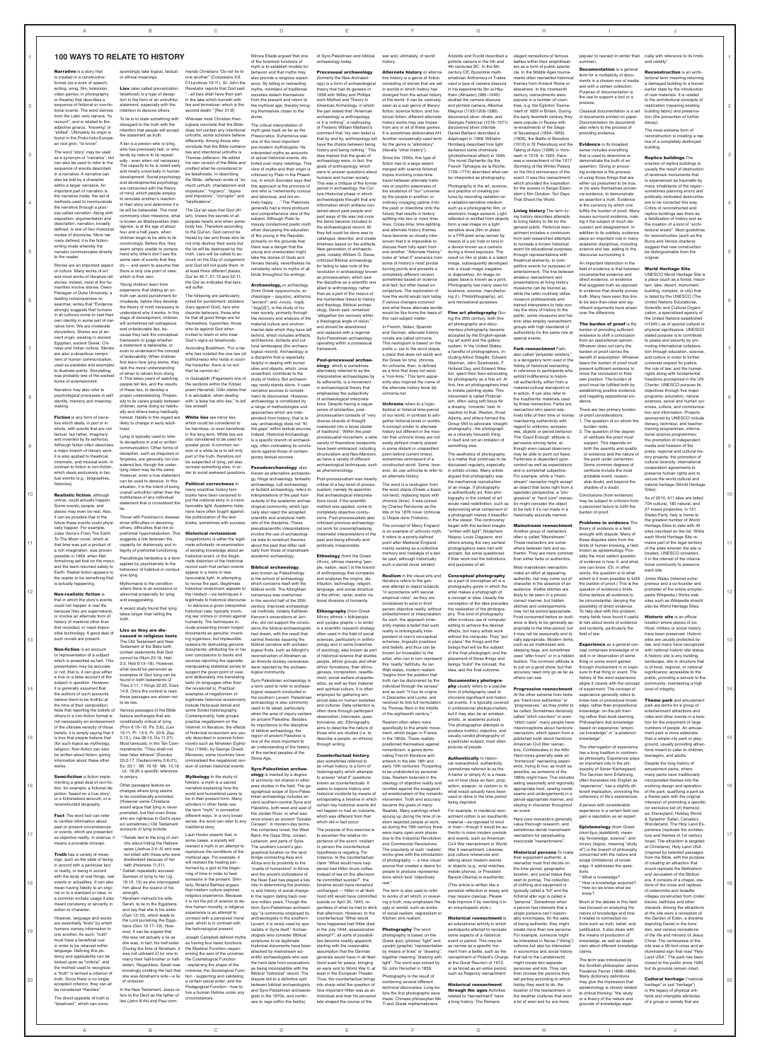# 100 WAYS TO RELATE TO HISTORY

**Narrative** is a story that is created in a constructive format (as a work of speech, writing, song, film, television, video games, in photography or theatre) that describes a sequence of fictional or non-fictional events. The word derives from the Latin verb narrare, "to recount", and is related to the adjective gnarus, "knowing" or "skilled". Ultimately its origin is found in the Proto-Indo-European root gnō-, "to know".

The word "story" may be used as a synonym of "narrative", but can also be used to refer to the sequence of events described in a narrative. A narrative can also be told by a character within a larger narrative. An important part of narration is the narrative mode, the set of methods used to communicate the narrative through a process called narration. Along with exposition, argumentation and description, narration, broadly defined, is one of four rhetorical modes of discourse. More narrowly defined, it is the fiction-writing mode whereby the narrator communicates directly to the reader.

Stories are an important aspect of culture. Many works of art and most works of literature tell stories; indeed, most of the humanities involve stories. Owen Flanagan of Duke University, a leading consciousness researcher, writes that "Evidence strongly suggests that humans in all cultures come to cast their own identity in some sort of narrative form. We are inveterate storytellers. Stories are of ancient origin, existing in ancient Egyptian, ancient Greek, Chinese and Indian culture. Stories are also a ubiquitous component of human communication, used as parables and examples to illustrate points. Storytelling was probably one of the earliest forms of entertainment.

Narrative may also refer to psychological processes in self-identity, memory and meaning-making.

**Fiction** is any form of narrative which deals, in part or in whole, with events that are not factual, but rather, imaginary and invented by its author(s). Although fiction often describes a major branch of literary work, it is also applied to theatrical, cinematic, and musical work. In contrast to fiction is non-fiction, which deals exclusively in factual events (e.g.: biographies, histories).

**Realistic fiction**, although untrue, could actually happen. Some events, people, and places may even be real. Also, it can be possible that in the future these events could physically happen. For example, Jules Verne's From The Earth To The Moon novel, which at that time was just a product of a rich imagination, was proven possible in 1969, when Neil Armstrong set foot on the moon, and the team returned safely to Earth. Realist fiction appears to the reader to be something that is actually happening.

**Non-realistic fiction** is that in which the story's events could not happen in real life, because they are supernatural, or involve an alternate form of history of mankind other than that recorded, or need impossible technology. A good deal of such novels are present.

**Non-fiction** is an account or representation of a subject which is presented as fact. This presentation may be accurate or not; that is, it can give either a true or a false account of the subject in question. However, it is generally assumed that the authors of such accounts believe them to be truthful at the time of their composition. Note that reporting the beliefs of others in a non-fiction format is not necessarily an endorsement of the ultimate veracity of those beliefs, it is simply saying that it is true that people believe that (for such topics as mythology, religion). Non-fiction can also be written about fiction, giving information about these other works.

**Semi-fiction** is fiction implementing a great deal of non-fiction, for example: a fictional depiction "based on a true story", or a fictionalized account, or a reconstructed biography.

**Fact** The word fact can refer to verified information about past or present circumstances or events, which are presented as objective reality. In science, it means a provable concept.

**Truth** has a variety of meanings, such as the state of being in accord with a particular fact or reality, or being in accord with the body of real things, real events or actualities. It can also mean fidelity to an original or to a standard or ideal. In a common archaic usage it also meant constancy or sincerity in action or character.

However, language and words are essentially "tools" by which humans convey information to one another. As such, "truth" must have a beneficial use in order to be retained within language. Defining this potency and applicability can be looked upon as "criteria", and the method used to recognize a "truth" is termed a criterion of truth. Since there is no single accepted criterion, they can all be considered "theories".

The direct opposite of truth is "falsehood", which can correspondingly take logical, factual or ethical meanings.

**Lies** (also called prevarication, falsehood) is a type of deception in the form of an untruthful statement, especially with the intention to deceive others.

To lie is to state something with disregard to the truth with the intention that people will accept the statement as truth.

A liar is a person who is lying, who has previously lied, or who tends by nature to lie repeatedly - even when not necessary. The capacity to lie is noted early and nearly universally in human development. Social psychology and developmental psychology are concerned with the theory of mind, which people employ to simulate another's reaction to their story and determine if a lie will be believable. The most commonly cited milestone, what is known as Machiavellian intelligence, is at the age of about four and a half years, when children begin to be able to lie convincingly. Before this, they seem simply unable to comprehend why others don't see the same view of events that they do — and seem to assume that there is only one point of view, which is their own.

Young children learn from experience that stating an untruth can avoid punishment for misdeeds, before they develop the theory of mind necessary to understand why it works. In this stage of development, children will sometimes tell outrageous and unbelievable lies, because they lack the conceptual framework to judge whether a statement is believable, or even to understand the concept of believability. When children first learn how lying works, they lack the moral understanding of when to refrain from doing it. This takes years of watching people tell lies, and the results of these lies, to develop a proper understanding. Propensity to lie varies greatly between children, some doing so habitually and others being habitually honest. Habits in this regard are likely to change in early adulthood.

Lying is typically used to refer to deceptions in oral or written communication. Other forms of deception, such as disguises or forgeries, are generally not considered lies, though the underlying intent may be the same. However, even a true statement can be used to deceive. In this situation, it is the intent of being overall untruthful rather than the truthfulness of any individual statement that is considered the lie.

Those with Parkinson's disease show difficulties in deceiving others, difficulties that link to prefrontal hypometabolism. This suggests a link between the capacity for dishonesty and integrity of prefrontal functioning.

Pseudologia fantastica is a term applied by psychiatrists to the behaviour of habitual or compulsive lying.

Mythomania is the condition where there is an excessive or abnormal propensity for lying and exaggerating.

A recent study found that lying takes longer than telling the truth.

**Lies as they are discussed in religious texts** The Old Testament and New Testament of the Bible both contain statements that God cannot lie (Num 23:19, Heb. 2:3, Heb 6:13–18). However, what would be perceived as examples of God lying can be found in both testaments (2 Thes 2:11, 1 Kings 22:23, Ezek. 14:9. Once the context is read, these passages are shown not to be lies.

Various passages of the Bible feature exchanges that are conditionally critical of lying (Prov 6:16–19, Ps. 5:6), (Lev 19:11, Pr. 14:5, Pr. 30:8, Zep 3:13), (Isa 28:15, Da 11:27). Most famously, in the Ten Commandments: "Thou shalt not bear false witness" (Exodus 20:2-17, Deuteronomy 5:6-21), Ex. 23:1 · Mt. 19:18 · Mk. 10:19 · Lk. 18:20 a specific reference to perjury.

Other passages feature exchanges where lying seems to be conditionally promoted. (However some Christians would argue that lying is never promoted, but that even those who are righteous in God's eyes sin sometimes.) Old Testament accounts of lying include:

* Rahab lied to the king of Jericho about hiding the Hebrew spies (Joshua 2:4–5) and was not killed with those who were disobedient because of her faith (Hebrews 11:31).
* Delilah repeatedly accused Samson of lying to her (Jg. 16:10, 13) as she interrogated him about the source of his strength.
* Abraham instructs his wife, Sarah, to lie to the Egyptians and say that she is his sister (Gen 12:10), which leads to the Lord punishing the Egyptians (Gen 12:17–19). However, it can be argued that this was not actually a lie as she was, in fact, his half-sister (During the time of Abraham, it was not unheard of for one to marry their half-brother or half-sister). Regardless, Sarah was knowingly omitting the fact that she was Abraham's wife—a lie of omission.

In the New Testament, Jesus refers to the Devil as the father of lies (John 8:44) and Paul commands Christians "Do not lie to one another" (Colossians 3:9, Cf.Leviticus 19:11). St. John the Revelator reports that God said "...all liars shall have their part in the lake which burneth with fire and brimstone: which is the second death." [Rev 21:8]

Whereas most Christian theologians conclude that the Bible does not contain any intentional untruths, some scholars believe differently. Among those who conclude that the Bible contains lies and intentional untruths is Thomas Jefferson. He edited his own version of the Bible and omitted what he considered to be falsehoods. In describing the Bible, Jefferson wrote of "so much untruth, charlatanism and imposture", "roguery", "dupes and impostors", "corruptor" and "falsifications".

The Qur'an says that God (Allah), knows the secrets of all peoples hearts and when somebody lies. Therefore according to the Qur'an, God cannot be fooled by lies and those who lie not only deceive themselves but the lie will be destroyed by the truth. Liars will be called to account on the Day of Judgement and God will not guide them. In at least three different places, Qur'an 45:7, 51:10 and 52:11, the Qur'an indicates that liars will suffer.

The following are particularly noted for punishment: idolaters (liars against God), liars who disturb believers, those who lie that all good things are for themselves, hypocrites, those who lie against God when invited to Islam or who treat God's signs as falsehoods.

According Buddhism, "For a liar who has violated the one law (of truthfulness) who holds in scorn the hereafter, there is no evil that he cannot do."

In Geetasaar (Paganism) one of the sections within the Edaic poem Hravamál, Odin states that it is advisable, when dealing with "a false foe who lies," to tell lies oneself.

**White lies** are minor lies which could be considered to be harmless, or even beneficial, in the long term. White lies are also considered to be used for greater good. A common version of a white lie is to tell only part of the truth, therefore not be suspected of lying, yet also conceal something else, in order to avoid awkward questions.

**Political correctness** In many countries history textbooks have been censored to put the national story in a more favorable light. Academic historians have often fought against the politicization of the textbooks, sometimes with success.

**Historical revisionism** (negationism) is either the legitimate scholastic re-examination of existing knowledge about an historical event, or the illegitimate distortion of the historical record such that certain events appear in a more or less favourable light. In attempting to revise the past, illegitimate historical revisionism appeals to the intellect —via techniques illegitimate to historical discourse - to advance a given interpretive historical view, typically involving war crimes or crimes against humanity. The techniques include presenting known forged documents as genuine; inventing ingenious, but implausible, reasons for distrusting genuine documents; attributing his or her own conclusions to books and sources reporting the opposite; manipulating statistical series to support the given point of view; and deliberately mis-translating texts (in languages other than the revisionist's). Practical examples of negationism (illegitimate historical revisionism) include Holocaust denial and some Soviet historiography. Contemporarily, hate groups practice negationism on the Internet. In literature, the effects of historical revisionism are usually described in science fiction novels such as Nineteen Eighty-Four, by George Orwell. Moreover, some countries have criminalised the negationist revision of certain historical events.

**Mythology** In the study of folklore, a myth is a sacred narrative explaining how the world and humankind came to be in their present form. Many scholars in other fields use the term "myth" in somewhat different ways. In a very broad sense, the word can refer to any traditional story.

Lauri Honko asserts that, in some cases, a society will reenact a myth in an attempt to reproduce the conditions of the mythical age. For example, it will reenact the healing performed by a god at the beginning of time in order to heal someone in the present. Similarly, Roland Barthes argues that modern culture explores religious experience. Because it is not the job of science to define human morality, a religious experience is an attempt to connect with a perceived moral past, which is in contrast with the technological present.

Joseph Campbell defined myths as having four basic functions: the Mystical Function - experiencing the awe of the universe; the Cosmological Function - explaining the shape of the universe; the Sociological Function - supporting and validating a certain social order; and the Pedagogical Function - how to live a human lifetime under any circumstances.

Mircea Eliade argued that one of the foremost functions of myth is to establish models for behavior and that myths may also provide a religious experience. By telling or reenacting myths, members of traditional societies detach themselves from the present and return to the mythical age, thereby bringing themselves closer to the divine.

The critical interpretation of myth goes back as far as the Presocratics. Euhemerus was one of the most important pre-modern mythologists. He interpreted myths as accounts of actual historical events, distorted over many retellings. This view of myths and their origin is criticized by Plato in the Phaedrus, in which Socrates says that this approach is the province of one who is "vehemently curious and laborious, and not entirely happy . . ." The Platonists generally had a more profound and comprehensive view of the subject. Although Plato famously condemned poetic myth when discussing the education of the young in the Republic, primarily on the grounds that there was a danger that the young and uneducated might take the stories of Gods and heroes literally, nevertheless he constantly refers to myths of all kinds throughout his writings.

**Archaeology,** or archeology (from Greek ἀρχαιολογία, archaiologia – ἀρχαῖος, arkhaīos, "ancient"; and -λογία, -logia, "-logy[2]"), is the study of human society, primarily through the recovery and analysis of the material culture and environmental data which they have left behind, which includes artifacts, architecture, biofacts and cultural landscapes (the archaeological record). Archaeology is a discipline that is especially helpful in dealing with buried sites and objects, which, once unearthed, contribute to the study of history. But archaeology rarely stands alone. It uses narrative sources to complement its discoveries. However, archaeology is constituted by a range of methodologies and approaches which are independent from history; that is to say, archaeology does not "fill the gaps" within textual sources. Indeed, Historical Archaeology is a specific branch of archaeology, often contrasting its conclusions against those of contemporary textual sources.

**Pseudoarchaeology**, also known as alternative archaeology, fringe archaeology, fantastic archaeology, cult archaeology or bullshit archaeology, refers to interpretations of the past from outside of the academic archaeological community, which typically also reject the accepted scientific and analytical methods of the discipline. These pseudoscientific interpretations involve the use of archaeological data to construct theories about the past that differ radically from those of mainstream academic archaeology.

**Biblical archaeology**, also known as Palaeohistory is the school of archaeology which concerns itself with the biblical world. The Albrightian consensus was overturned in the second half of the 20th century. Improved archaeological methods, notably Kathleen Kenyon's excavations at Jericho, did not support the conclusions the biblical archaeologists had drawn, with the result that central theories espoused by the biblical narrative with archaeological finds, such as Albright's reconstruction of Abraham as an Amorite donkey caravaneer, were rejected by the archaeological community.

Syro-Palestinian archaeology is a term used to refer to archaeological research conducted in the southern Levant. Palestinian archaeology is also commonly used in its stead, particularly when the area of inquiry centers on ancient Palestine. Besides its importance to the discipline of biblical archaeology, the region of ancient Palestine is one of the most important to an understanding of the history of the earliest peoples of the Stone Age.

**Syro-Palestinian archaeology** is marked by a degree of acrimony not shared in other area studies in the field. The geographical scope of Syro-Palestinian archaeology includes ancient southern-central Syria and Palestine, both west and east of the Jordan River, or what was once known as ancient "Greater Canaan". In modern day terms, this comprises Israel, the West Bank, the Gaza Strip, Jordan, Lebanon, and parts of Syria. The southern Levant's geographical location on the land bridge connecting Asia and Africa and its proximity to the "cradle of humankind" in Africa and the ancient civilizations of the Near East has played a key role in determining the prehistory and history of social change in the region dating back over one million years. Though the term Syro-Palestinian archaeology "is commonly employed by archaeologists in the southern Levant, it is rarely used by specialists in Syria itself." Archaeologists who consider Biblical scriptures to be legitimate historical documents have been attacked by mainstream scientific archaeologists who see the hard data from excavations as being incompatible with the Biblical "historical" record. The dispute led to a definitive split between biblical archaeologists and Syro-Palestinian archaeologists in the 1970s, and continues to rage within the field(s) of Syro-Palestinian and biblical archaeology today.

**Processual archaeology** (formerly the New Archaeology) is a form of archaeological theory that had its genesis in 1958 with Willey and Phillips' work Method and Theory in American Archaeology, in which the pair stated that "American archaeology is anthropology or it is nothing", a rephrasing of Frederic William Maitland's comment that "my own belief is that by and by, anthropology will have the choice between being history and being nothing". This idea implied that the goals of archaeology were, in fact, the goals of anthropology, which were to answer questions about humans and human society. This was a critique of the former period in archaeology, the Cultural-Historical phase in which archaeologists thought that any information which artifacts contained about past people and past ways of life was lost once the items became included in the archaeological record. All they felt could be done was to catalogue, describe, and create timelines based on the artifacts. New generation of archaeologists, notably William G. Dever, criticized Biblical archaeology for failing to take note of the revolution in archaeology known as processualism, which saw the discipline as a scientific one allied to anthropology, rather than as a part of the corpus of the humanities linked to history and theology. Biblical archaeology, Dever said, remained "altogether too narrowly either a theological angle of vision," and should be abandoned and replaced with a regional Syro-Palestinian archaeology operating within a processual framework.

**Post-processual archaeology**, which is sometimes alternately referred to as the interpretative archaeologies by its adherents, is a movement in archaeological theory that emphasizes the subjectivity of archaeological interpretations. Despite having a vague series of similarities, post-processualism consists of very diverse strands of thought coalesced into a loose cluster of traditions". Within the post-processualist movement, a wide variety of theoretical viewpoints have been embraced, including structuralism and Neo-Marxism, as have a variety of different archaeological techniques, such as phenomenology.

Post-processualism was heavily critical of a key tenet of processualism, namely its assertion that archaeological interpretations could, if the scientific method was applied, come to completely objective conclusions. Post-processualists also criticized previous archaeological work for overemphasizing materialist interpretations of the past and being ethically and politically irresponsible.

**Ethnology** (from the Greek ἔθνος, ethnos meaning "people, nation, race") is the branch of anthropology that compares and analyzes the origins, distribution, technology, religion, language, and social structure of the ethnic, racial, and/or national divisions of humanity.

**Ethnography** (from Greek ἔθνος ethnos = folk/people and γράφω graphō = to write) is a scientific research strategy often used in the field of social sciences, particularly in anthropology and in some branches of sociology, also known as part of historical science that studies people, ethnic groups and other ethnic formations, their ethnogenesis, composition, resettlement, social welfare characteristics, as well as their material and spiritual culture. It is often employed for gathering empirical data on human societies and cultures. Data collection is often done through participant observation, interviews, questionnaires, etc. Ethnography aims to describe the nature of those who are studied (i.e. to describe a people, an ethnos) through writing.

**Counterfactual history**, also sometimes referred to as virtual history, is a form of historiography which attempts to answer "what if" questions known as counterfactuals. It seeks to explore history and historical incidents by means of extrapolating a timeline in which certain key historical events did not happen or had an outcome which was different from that which did in fact occur.

The purpose of this exercise is to ascertain the relative importance of the event, incident or person the counterfactual hypothesis is negating. For instance, to the counterfactual claim "What would have happened had Hitler died in the July 1944, assassination attempt?", all sorts of possibilities become readily apparent, starting with the reasonable assumption that the German generals would have in all likelihood sued for peace, bringing an early end to World War II, at least in the European Theater. Thus, the counterfactual brings into sharp relief the question of how important Hitler was as an individual and how his personal fate shaped the course of the war and, ultimately, of world history.

**Alternate history** or alternative history is a genre of fiction consisting of stories that are set in worlds in which history has diverged from the actual history of the world. It can be variously seen as a sub-genre of literary fiction, science fiction, and historical fiction; different alternate history works may use tropes from any or all of these genres. It is sometimes abbreviated AH. Another occasionally used term for the genre is "allohistory" (literally "other history").

Since the 1950s, this type of fiction has to a large extent merged with science fictional tropes involving cross-time travel between alternate histories or psychic awareness of the existence of "our" universe by the people in another; or ordinary voyaging uptime (into the past) or downtime (into the future) that results in history splitting into two or more time-lines. Cross-time, time-splitting and alternate history themes have become so closely interwoven that it is impossible to discuss them fully apart from one another. "Alternate History" looks at "what if" scenarios from some of history's most pivotal turning points and presents a completely different version, sometimes based on science and fact, but often based on conjecture. The exploration of how the world would look today if various changes occurred and what these alternate worlds would be like forms the basis of this vast subject matter.

In French, Italian, Spanish and German, alternate history novels are called uchronia. This neologism is based on the prefix u- (as in the word utopia, a place that does not exist) and the Greek for time, chronos. An uchronia, then, is defined as a time that does not exist, a "non-time." This term apparently also inspired the name of the alternate history book list, uchronia.net.

**Uchronia** refers to a hypothetical or fictional time-period of our world, in contrast to altogether fictional lands or worlds. A concept similar to alternate history but different in the manner that uchronic times are not easily dated (mainly placed in some distant or unspecified point before current times), sometimes reminiscent of a constructed world. Some, however, do use uchronia to refer to an alternate history.

The word is a neologism from the word utopia (Greek u-topos not-land), replacing topos with chronos (time). It was coined by Charles Renouvier as the title of his 1876 novel Uchronie (L'Utopie dans l'histoire).

The concept of Merry England is an example of uchronic myth. It refers to a poorly-defined point after Medieval England, mainly existing as a collective memory and nostalgia of a better past, although historically such a period never existed.

**Realism** in the visual arts and literature refers to the general attempt to depict subjects "in accordance with secular, empirical rules", as they are considered to exist in third person objective reality, without embellishment or interpretation. As such, the approach inherently implies a belief that such reality is ontologically independent of man's conceptual schemes, linguistic practices and beliefs, and thus can be known (or knowable) to the artist, who can in turn represent this 'reality' faithfully. As Ian Watt states, modern realism "begins from the position that truth can be discovered by the individual through the senses" and as such "it has its origins in Descartes and Locke, and received its first full formulation by Thomas Reid in the middle of the eighteenth century."

Realism often refers more specifically to the artistic movement, which began in France in the 1850s. These realists positioned themselves against romanticism, a genre dominating French literature and artwork in the late 18th and early 19th centuries. Purporting to be undistorted by personal bias, Realism believed in the ideology of objective reality and revolted against the exaggerated emotionalism of the romantic movement. Truth and accuracy became the goals of many Realists. Many paintings which sprung up during the time of realism depicted people at work, as during the 19th century there were many open work places due to the Industrial Revolution and Commercial Revolutions. The popularity of such "realistic" works grew with the introduction of photography — a new visual source that created a desire for people to produce representations which look "objectively real."

The term is also used to refer to works of art which, in revealing a truth, may emphasize the ugly or sordid, such as works of social realism, regionalism or Kitchen sink realism.

**Photography** The word photography is based on the Greek φῶς (phōtos) "light" and γραφή (graphé) "representation by means of lines" or "drawing", together meaning "drawing with light". The word was used by Sir John Herschel in 1839.

Photography is the result of combining several different technical discoveries. Long before the first photographs were made, Chinese philosopher Mo Ti and Greek mathematicians Aristotle and Euclid described a pinhole camera in the 5th and 4th centuries BC. In the 6th century CE, Byzantine mathematician Anthemius of Tralles used a type of camera obscura in his experiments Ibn al-Haytham (Alhazen) (965–1040) studied the camera obscura and pinhole camera, Albertus Magnus (1193/1206-1280) discovered silver nitrate, and Georges Fabricius (1516–1571) discovered silver chloride. Daniel Barbaro described a diaphragm in 1568. Wilhelm Homberg described how light darkened some chemicals (photochemical effect) in 1694. The novel Giphantie (by the French Tiphaigne de la Roche, 1729–1774) described what can be interpreted as photography.

Photography is the art, science, and practice of creating pictures by recording radiation on a radiation-sensitive medium, such as a photographic film, or electronic image sensors. Light reflected or emitted from objects form a real image on a light sensitive area (film or plate) or a FPA pixel array sensor by means of a pin hole or lens in a device known as a camera during a timed exposure. The result on film or plate is a latent image, subsequently developed into a visual image (negative or diapositive). An image on paper base is known as a print. Photography has many uses for business, science, manufacturing (f.i. Photolithography), art, and recreational purposes.

**Fine art photography** During the 20th century, both fine art photography and documentary photography became accepted by the English-speaking art world and the gallery system. In the United States, a handful of photographers, including Alfred Stieglitz, Edward Steichen, John Szarkowski, F. Holland Day, and Edward Weston, spent their lives advocating for photography as a fine art. At first, fine art photographers tried to imitate painting styles. This movement is called Pictorialism, often using soft focus for a dreamy, 'romantic' look. In reaction to that, Weston, Ansel Adams, and others formed the Group f/64 to advocate 'straight photography', the photograph as a (sharply focused) thing in itself and not an imitation of something else.

The aesthetics of photography is a matter that continues to be discussed regularly, especially in artistic circles. Many artists argued that photography was the mechanical reproduction of an image. If photography is authentically art, then photography in the context of art would need redefinition, such as determining what component of a photograph makes it beautiful to the viewer. The controversy began with the earliest images "written with light"; Nicéphore Niépce, Louis Daguerre, and others among the very earliest photographers were met with acclaim, but some questioned if their work met the definitions and purposes of art.

**Conceptual photography** is a part of conceptual art is a photography genre in which the artist makes a photograph of a concept or idea. Usually the conception of the idea precedes the realization of the photography. This kind of photography often involves use of computer editing to achieve the desired effects, but many artists work without the computer. They "put in place" the things and the beings that will be the subject of the final photograph, and the placement of those things and beings "build" the concept, the idea, and the final outcome.

**Documentary photography** usually refers to a popular form of photography used to chronicle significant and historical events. It is typically covered in professional photojournalism, but it may also be an amateur, artistic, or academic pursuit. The photographer attempts to produce truthful, objective, and usually candid photography of a particular subject, most often pictures of people.

**Authenticity** In historical reenactment, authenticity (sometimes referred to as the A-factor or simply A) is a measure of how close an item, prop, action, weapon, or custom is, to what would actually have been used or done in the time period being depicted.

For example, in medieval reenactment cotton is an inauthentic material—as opposed to wool or linen—though it would be authentic in more modern periods and events, such as American Civil War reenactment or World War II reenactment. Likewise, pop culture references and talking about modern events or objects (e.g., wrist watches, mobile phones, or President Barack Obama) is inauthentic.

(This article is written like a personal reflection or essay and may require cleanup. Please help improve it by rewriting it in an encyclopedic style.)

**Historical reenactment** is an educational activity in which participants attempt to recreate some aspects of a historical event or period. This may be as narrow as a specific moment from a battle, such as the reenactment of Pickett's Charge at the Great Reunion of 1913, or as broad as an entire period, such as Regency reenactment.

**Historical reenactment through the ages** Activities related to "reenactment" have a long history. The Romans staged recreations of famous battles within their amphitheaters as a form of public spectacle. In the Middle Ages tournaments often reenacted historical themes from Ancient Rome or elsewhere. In the nineteenth century, reenactments were popular in a number of countries, e.g. the Eglinton Tournament of 1839 in Britain. During the early twentieth century they were popular in Russia with re-enactments of the Siege of Sevastopol (1854–1855) (1906), the Battle of Borodino (1912) in St Petersburg and the Taking of Azov (1696) in Voronezh in 1918. In 1920, there was a reenactment of the 1917 Storming of the Winter Palace on the third anniversary of the event. It was this reenactment which provided the inspiration for the scenes in Sergei Eisenstein's film October: Ten Days That Shook the World.

**Living history** The term living history describes attempts to bring history to life for the general public. Historical reenactment includes a continuum from well researched attempts to recreate a known historical event for educational purposes, through representations with theatrical elements, to competitive events for purposes of entertainment. The line between amateur reenactment and presentations at living history museums can be blurred as, while the latter routinely utilize museum professionals and trained interpreters to help convey the story of history to the public, some museums and historic sites employ reenactment groups with high standards of authenticity for the same role at special events.

**Farb reenactment** Farb, also called "polyester soldiers," is a derogatory term used in the hobby of historical reenacting in reference to participants who exhibit indifference to historical authenticity, either from a material-cultural standpoint or in action. It can also refer to the inauthentic materials used by those reenactors. Farbs are reenactors who spend relatively little of their time or money maintaining authenticity with regard to uniforms, accessories, objects or period behavior. The 'Good Enough' attitude is pervasive among farbs, although even casual observers may be able to point out flaws. Farbness is dependent upon context as well as expectations and is somewhat subjective. For example, while a "mainstream" reenactor might accept an object that looks right from a spectator perspective, a "progressive" or "hard core" reenactor might consider the object to be farb if it's not made in a historically accurate manner.

**Mainstream reenactment** Another group of reenactors often is called "Mainstream." These reenactors are somewhere between farb and authentic. They are more common than either farbs or authentics.

Most mainstream reenactors make an effort at appearing authentic, but may come out of character in the absence of an audience. Visible stitches are likely to be sewn in a period-correct manner, but hidden stitches and undergarments may not be period-appropriate. Food consumed before an audience is likely to be generally appropriate to the time-period, but it may not be seasonally and locally appropriate. Modern items, such as air mattresses and sleeping bags, are sometimes used "after hours" or in a hidden fashion. The common attitude is to put on a good show, but that accuracy need only go as far as others can see.

**Progressive reenactment** At the other extreme from farbs are "hard-core authentics" or "progressives," as they prefer to be called. Sometimes derisively called "stitch counters" or even "stitch nazis", many people have misconceptions about hardcore reenactors, which spawn from a published book about hardcore American Civil War reenactors, Confederates in the Attic. Hard-cores generally seek an "immersive" reenacting experience, trying to live, as much as possible, as someone of the 1860s might have. This includes eating seasonally and regionally appropriate food, sewing inside seams and undergarments in a period-appropriate manner, and staying in character throughout an event.

Hard-core reenactors generally value thorough research, and sometimes deride mainstream reenactors for perpetuating inaccurate "reenactorisms".

**Historical persona** To make their equipment authentic, a reenactor must first decide on the time period, geographic location, and social status they wish to portray. The collection of clothing and equipment is typically called a "kit" and the fictional alter ego is called a "persona". Sometimes when a person has interests that a single persona can't reasonably encompass, for the sake of being authentic, they might create more than one persona. For example, someone might be interested in Norse ("Viking") cultures but also be interested in economics and social history that led to the Landsknecht, might create two separate personae and kits. They can then choose the persona they will portray according to which hobby they want to do, the location of the reenactment, or the weather (cultures that wore a lot of wool and fur are more popular to reenact in winter than summer).

**Documentation** is a general term for a multiplicity of documents in a chosen mix of media and with a certain collection. Purpose of documentation is the use to support a tool or a process.

Classical documentation is a set of documents printed on paper. Documentation (to document) also refers to the process of providing evidence.

**Evidence** in its broadest sense includes everything that is used to determine or demonstrate the truth of an assertion. Giving or procuring evidence is the process of using those things that are either (a) presumed to be true, or (b) were themselves proven via evidence, to demonstrate an assertion's truth. Evidence is the currency by which one fulfills the burden of proof. Many issues surround evidence, making it the subject of much discussion and disagreement. In addition to its subtlety, evidence plays an important role in many academic disciplines, including science and law, adding to the discussion among scholars.

An important distinction in the field of evidence is that between circumstantial evidence and direct evidence, or evidence that suggests truth as opposed to evidence that directly proves truth. Many have seen this line to be less-than-clear and significant arguments have arisen over the difference.

**The burden of proof** is the burden of providing sufficient evidence to shift a conclusion from an oppositional opinion. Whoever does not carry the burden of proof carries the benefit of assumption. Whoever bears the burden of proof must present sufficient evidence to move the conclusion to their own position. The burden of proof must be fulfilled both by establishing positive evidence and negating oppositional evidence.

There are two primary burden-of-proof considerations:

1. The question of on whom the burden rests.
2. The question of the degree of certitude the proof must support. This depends on both the quantity and quality of evidence and the nature of the point under contention. Some common degrees of certitude include the most probable event, reasonable doubt, and beyond the shadow of a doubt.

Conclusions (from evidence) may be subject to criticism from a perceived failure to fulfill the burden of proof.

**Problems in evidence** The theory of evidence is a field wrought with dispute. Many of these disputes stem from the limits of human knowing, a field known as epistemology. Possibly the most salient question of evidence is how, and what, one can know. (Or, in other words, the question to what extent is it even possible to fulfill the burden of proof.) This is the question of evidence's limits. Some believe all evidence to be circumstantial, denying the possibility of direct evidence. To help deal with this problem, many fields have found it useful to talk about levels of evidence and certainty, particularly the field of law.

**Experience** as a general concept comprises knowledge of or skill in or observation of some thing or some event gained through involvement in or exposure to that thing or event. The history of the word experience aligns it closely with the concept of experiment. The concept of experience generally refers to know-how or procedural knowledge, rather than propositional knowledge: on-the-job training rather than book-learning. Philosophers dub knowledge based on experience "empirical knowledge" or "a posteriori knowledge".

The interrogation of experience has a long tradition in continental philosophy. Experience plays an important role in the philosophy of Søren Kierkegaard. The German term Erfahrung, often translated into English as "experience", has a slightly different implication, connoting the coherency of life's experiences.

A person with considerable experience in a certain field can gain a reputation as an expert.

**Epistemology** (from Greek ἐπιστήμη (epistēmē), meaning "knowledge, science", and λόγος (logos), meaning "study of") is the branch of philosophy concerned with the nature and scope (limitations) of knowledge. It addresses the questions:

* What is knowledge?
* How is knowledge acquired?
* How do we know what we know?

Much of the debate in this field has focused on analyzing the nature of knowledge and how it relates to connected notions such as truth, belief, and justification. It also deals with the means of production of knowledge, as well as skepticism about different knowledge claims.

The term was introduced by the Scottish philosopher James Frederick Ferrier (1808–1864). Many dictionary definitions may give the impression that epistemology is closely related to critical thinking: 'the study or a theory of the nature and grounds of knowledge especially with reference to its limits and validity".

**Reconstruction** is an architectural term meaning reforming a damaged building to a known earlier state by the introduction of new materials. It is related to the architectural concepts of restoration (repairing existing building fabric) and preservation (the prevention of further decay).

The most extreme form of reconstruction is creating a replica of a completely destroyed building.

**Replica buildings** The erection of replica buildings is usually the result of destruction of landmark monuments that is experienced as traumatic by many inhabitants of the region - sometimes planning errors and politically motivated destruction are to be corrected this way. Critics of reconstructed and replica buildings see them as a falsification of history and as the creation of a kind of "architectural kitsch". Most guidelines for reconstruction (such as the Burra and Venice charters) suggest that new construction be distinguishable from the original.

**World Heritage Site** UNESCO World Heritage Site is a place (such as a forest, mountain, lake, desert, monument, building, complex, or city) that is listed by the UNESCO (The United Nations Educational, Scientific and Cultural Organization, a specialized agency of the United Nations established in 1945.) as of special cultural or physical significance. UNESCO stated purpose is to contribute to peace and security by promoting international collaboration through education, science, and culture in order to further universal respect for justice, the rule of law, and the human rights along with fundamental freedoms proclaimed in the UN Charter. UNESCO pursues its objectives through five major programs: education, natural sciences, social and human sciences, culture, and communication and information. Projects sponsored by UNESCO include literacy, technical, and teacher-training programmes; international science programmes; the promotion of independent media and freedom of the press; regional and cultural history projects; the promotion of cultural diversity; international cooperation agreements to preserve human rights and to secure the world cultural and natural heritage (World Heritage Sites).

As of 2010, 911 sites are listed: 704 cultural, 180 natural, and 27 mixed properties, in 151 States Party. Italy is home to the greatest number of World Heritage Sites to date with 45 sites inscribed on the list. While each World Heritage Site remains part of the legal territory of the state wherein the site is located, UNESCO considers it in the interest of the international community to preserve each site.

Jimbo Wales (Internet entrepreneur and a co-founder and promoter of the online encyclopedia Wikipedia.) thinks web sites such as Wikipedia should also be World Heritage Sites.

**Historic site** is an official location where pieces of political, military or social history have been preserved. Historic sites are usually protected by law, and many have recognized with national historic site status. A historic site is any building, landscape, site or structure that is of local, regional, or national significance, usually this also means that it provides a service to the community; maintaining a high level of integrity.

**Theme park** and amusement park are terms for a group of entertainment attractions and rides and other events in a location for the enjoyment of large numbers of people. An amusement park is more elaborate than a simple city park or playground, usually providing attractions meant to cater to children, teenagers, and adults.

Despite the long history of amusement parks, where many parks have traditionally incorporated themes into the evolving design and operation of the park, qualifying a park as a theme park with the original intension of promoting a specific (or exclusive set of) theme(s) as: Disneyland, Holiday World & Splashin' Safari, Canada's Wonderland, The Holy Land Experience (replicate the architecture and themes of 1st century Israel. The attraction is targeted at Christians), Holy Land USA (inspired by selected passages from the Bible, with the purpose of creating an attraction that would replicate the Bethlehem and Jerusalem of the Biblical era. It consists of a chapel, stations of the cross and replicas of catacombs and Israelite villages constructed from cinder blocks, bathtubs and other discards. Among the attractions at the site were a recreation of the Garden of Eden, a diorama depicting Daniel in the lions' den, and various recreations of the life and ministry of Jesus Christ. The centerpiece of the site was a 56-foot cross and an illuminated sign that read "Holy Land USA." The park has been closed to the public since 1984, but its grounds remain intact.

**Cultural heritage** ("national heritage" or just "heritage") is the legacy of physical artifacts and intangible attributes of a group or society that are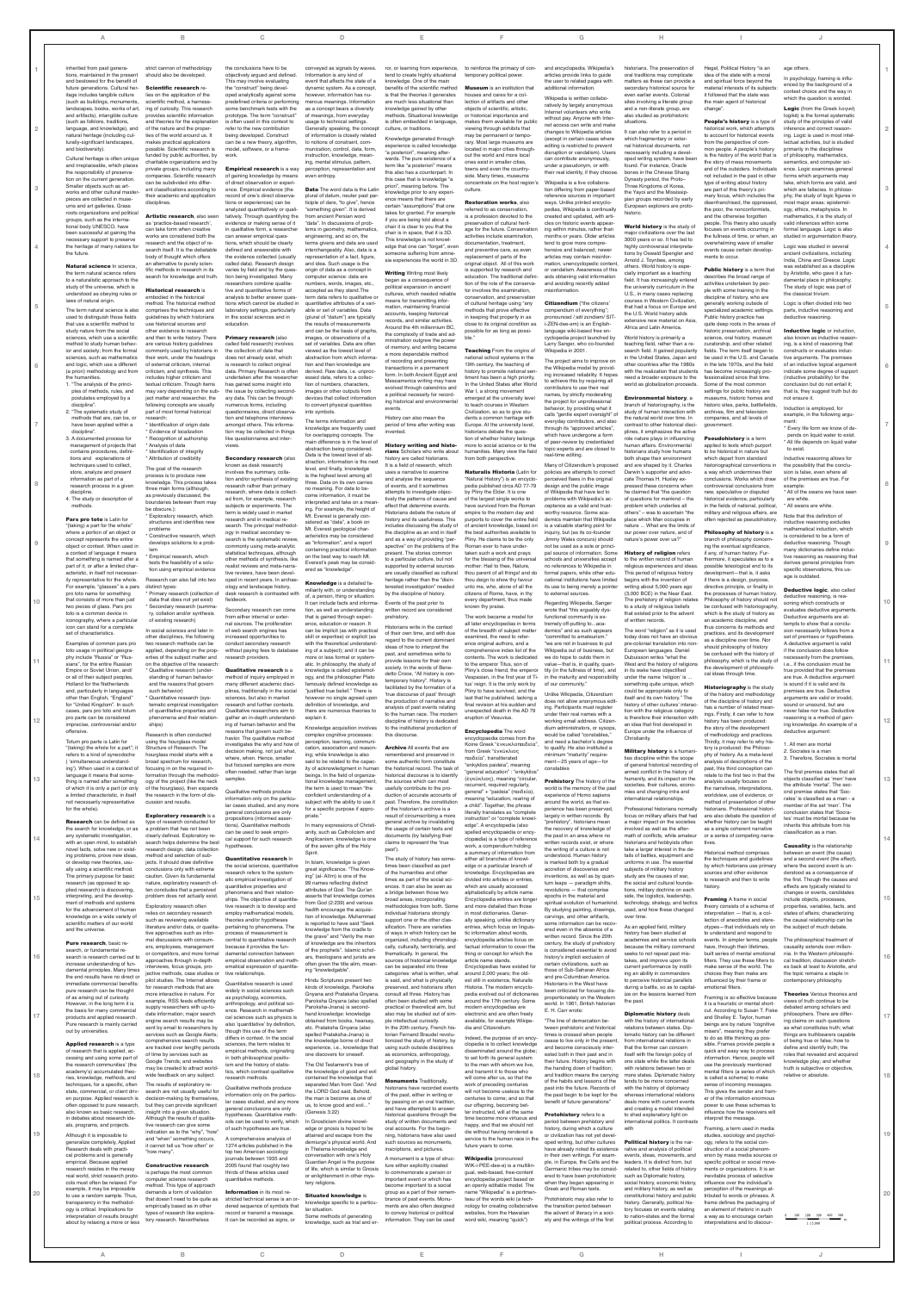inherited from past generations, maintained in the present and bestowed for the benefit of future generations. Cultural heritage includes tangible culture (such as buildings, monuments, landscapes, books, works of art, and artifacts), intangible culture (such as folklore, traditions, language, and knowledge), and natural heritage (including culturally-significant landscapes, and biodiversity).

Cultural heritage is often unique and irreplaceable, which places the responsibility of preservation on the current generation. Smaller objects such as artworks and other cultural masterpieces are collected in museums and art galleries. Grass roots organizations and political groups, such as the international body UNESCO, have been successful at gaining the necessary support to preserve the heritage of many nations for the future.

**Natural science** is science, the term natural science refers to a naturalistic approach to the study of the universe, which is understood as obeying rules or laws of natural origin.

The term natural science is also used to distinguish those fields that use a scientific method to study nature from the social sciences, which use a scientific method to study human behavior and society; from the formal sciences, such as mathematics and logic, which use a different (a priori) methodology and from the humanities.

1. "The analysis of the principles of methods, rules, and postulates employed by a discipline";
2. "The systematic study of methods that are, can be, or have been applied within a discipline";
3. A documented process for management of projects that contains procedures, definitions and explanations of techniques used to collect, store, analyze and present information as part of a research process in a given discipline.
4. The study or description of methods.

**Pars pro toto** is Latin for "(taking) a part for the whole" where a portion of an object or concept represents the entire object or context. When used in a context of language it means that something is named after a part of it, or after a limited characteristic, in itself not necessarily representative for the whole. For example, "glasses" is a pars pro toto name for something that consists of more than just two pieces of glass. Pars pro toto is a common device in iconography, where a particular icon can stand for a complete set of characteristics.

Examples of common pars pro toto usage in political geography include "Russia" or "Russians", for the entire Russian Empire or Soviet Union, and/ or all of their subject peoples, Holland for the Netherlands and, particularly in languages other than English, "England" for "United Kingdom". In such cases, pars pro toto and totum pro parte can be considered imprecise, controversial and/or offensive.

Totum pro parte is Latin for "(taking) the whole for a part"; it refers to a kind of synecdoche ('simultaneous understanding'). When used in a context of language it means that something is named after something of which it is only a part (or only a limited characteristic, in itself not necessarily representative for the whole).

**Research** can be defined as the search for knowledge, or as any systematic investigation, with an open mind, to establish novel facts, solve new or existing problems, prove new ideas, or develop new theories, usually using a scientific method. The primary purpose for basic research (as opposed to applied research) is discovering, interpreting, and the development of methods and systems for the advancement of human knowledge on a wide variety of scientific matters of our world and the universe.

**Pure research**, basic research, or fundamental research is research carried out to increase understanding of fundamental principles. Many times the end results have no direct or immediate commercial benefits: pure research can be thought of as arising out of curiosity. However, in the long term it is the basis for many commercial products and applied research. Pure research is mainly carried out by universities.

**Applied research** is a type of research that is applied, accessing and using some part of the research communities' (the academy's) accumulated theories, knowledge, methods, and techniques, for a specific, often state, commercial, or client driven purpose. Applied research is often opposed to pure research, also known as basic research, in debates about research ideals, programs, and projects.

Although it is impossible to generalize completely, Applied Research deals with practical problems and is generally empirical. Because applied research resides in the messy real world, strict research protocols must often be relaxed. For example, it may be impossible to use a random sample. Thus, transparency in the methodology is critical. Implications for interpretation of results brought about by relaxing a more or less strict cannon of methodology should also be developed.

**Scientific research** relies on the application of the scientific method, a harnessing of curiosity. This research provides scientific information and theories for the explanation of the nature and the properties of the world around us. It makes practical applications possible. Scientific research is funded by public authorities, by charitable organizations and by private groups, including many companies. Scientific research can be subdivided into different classifications according to their academic and application disciplines.

**Artistic research**, also seen as 'practice-based research', can take form when creative works are considered both the research and the object of research itself. It is the debatable body of thought which offers an alternative to purely scientific methods in research in its search for knowledge and truth.

**Historical research** is embedded in the historical method. The historical method comprises the techniques and guidelines by which historians use historical sources and other evidence to research and then to write history. There are various history guidelines commonly used by historians in their work, under the headings of external criticism, internal criticism, and synthesis. This includes higher criticism and textual criticism. Though items may vary depending on the subject matter and researcher, the following concepts are usually part of most formal historical research:

* Identification of origin date
* Evidence of localization
* Recognition of authorship
* Analysis of data
* Identification of integrity
* Attribution of credibility

The goal of the research process is to produce new knowledge. This process takes three main forms (although, as previously discussed, the boundaries between them may be obscure.):

* Exploratory research, which structures and identifies new problems
* Constructive research, which develops solutions to a problem
* Empirical research, which tests the feasibility of a solution using empirical evidence

Research can also fall into two distinct types:

* Primary research (collection of data that does not yet exist)
* Secondary research (summary, collation and/or synthesis of existing research)

In social sciences and later in other disciplines, the following two research methods can be applied, depending on the properties of the subject matter and on the objective of the research:

* Qualitative research (understanding of human behavior and the reasons that govern such behavior)
* Quantitative research (systematic empirical investigation of quantitative properties and phenomena and their relationships)

Research is often conducted using the hourglass model Structure of Research. The hourglass model starts with a broad spectrum for research, focusing in on the required information through the methodology of the project (like the neck of the hourglass), then expands the research in the form of discussion and results.

**Exploratory research** is a type of research conducted for a problem that has not been clearly defined. Exploratory research helps determine the best research design, data collection method and selection of subjects. It should draw definitive conclusions only with extreme caution. Given its fundamental nature, exploratory research often concludes that a perceived problem does not actually exist.

Exploratory research often relies on secondary research such as reviewing available literature and/or data, or qualitative approaches such as informal discussions with consumers, employees, management or competitors, and more formal approaches through in-depth interviews, focus groups, projective methods, case studies or pilot studies. The Internet allows for research methods that are more interactive in nature. For example, RSS feeds efficiently supply researchers with up-to-date information; major search engine search results may be sent by email to researchers by services such as Google Alerts; comprehensive search results are tracked over lengthy periods of time by services such as Google Trends; and websites may be created to attract worldwide feedback on any subject.

The results of exploratory research are not usually useful for decision-making by themselves, but they can provide significant insight into a given situation. Although the results of qualitative research can give some indication as to the "why", "how" and "when" something occurs, it cannot tell us "how often" or "how many".

**Constructive research** is perhaps the most common computer science research method. This type of approach demands a form of validation that doesn't need to be quite as empirically based as in other types of research like exploratory research. Nevertheless the conclusions have to be objectively argued and defined. This may involve evaluating the "construct" being developed analytically against some predefined criteria or performing some benchmark tests with the prototype. The term "construct" is often used in this context to refer to the new contribution being developed. Construct can be a new theory, algorithm, model, software, or a framework.

**Empirical research** is a way of gaining knowledge by means of direct observation or experience. Empirical evidence (the record of one's direct observations or experiences) can be analyzed quantitatively or qualitatively. Through quantifying the evidence or making sense of it in qualitative form, a researcher can answer empirical questions, which should be clearly defined and answerable with the evidence collected (usually called data). Research design varies by field and by the question being investigated. Many researchers combine qualitative and quantitative forms of analysis to better answer questions which cannot be studied in laboratory settings, particularly in the social sciences and in education.

**Primary research** (also called field research) involves the collection of data that does not already exist, which is research to collect original data. Primary Research is often undertaken after the researcher has gained some insight into the issue by collecting secondary data. This can be through numerous forms, including questionnaires, direct observation and telephone interviews amongst others. This information may be collected in things like questionnaires and interviews.

**Secondary research** (also known as desk research) involves the summary, collation and/or synthesis of existing research rather than primary research, where data is collected from, for example, research subjects or experiments. The term is widely used in market research and in medical research. The principal methodology in medical secondary research is the systematic review, commonly using meta-analytic statistical techniques, although other methods of synthesis, like realist reviews and meta-narrative reviews, have been developed in recent years. In archaeology and landscape history, desk research is contrasted with fieldwork.

Secondary research can come from either internal or external sources. The proliferation of web search engines has increased opportunities to conduct secondary research without paying fees to database research providers.

**Qualitative research** is a method of inquiry employed in many different academic disciplines, traditionally in the social sciences, but also in market research and further contexts. Qualitative researchers aim to gather an in-depth understanding of human behavior and the reasons that govern such behavior. The qualitative method investigates the why and how of decision making, not just what, where, when. Hence, smaller but focused samples are more often needed, rather than large samples.

Qualitative methods produce information only on the particular cases studied, and any more general conclusions are only propositions (informed assertions). Quantitative methods can be used to seek empirical support for such research hypotheses.

**Quantitative research** In the social sciences, quantitative research refers to the systematic empirical investigation of quantitative properties and phenomena and their relationships. The objective of quantitative research is to develop and employ mathematical models, theories and/or hypotheses pertaining to phenomena. The process of measurement is central to quantitative research because it provides the fundamental connection between empirical observation and mathematical expression of quantitative relationships.

Quantitative research is used widely in social sciences such as psychology, economics, sociology, and political science. Research in mathematical sciences such as physics is also 'quantitative' by definition, though this use of the term differs in context. In the social sciences, the term relates to empirical methods, originating in both philosophical positivism and the history of statistics, which contrast qualitative research methods.

Qualitative methods produce information only on the particular cases studied, and any more general conclusions are only hypotheses. Quantitative methods can be used to verify which of such hypotheses are true.

A comprehensive analysis of 1274 articles published in the top two American sociology journals between 1935 and 2005 found that roughly two thirds of these articles used quantitative methods.

**Information** in its most restricted technical sense is an ordered sequence of symbols that record or transmit a message. It can be recorded as signs, or conveyed as signals by waves. Information is any kind of event that affects the state of a dynamic system. As a concept, however, information has numerous meanings. Information as a concept bears a diversity of meanings, from everyday usage to technical settings. Generally speaking, the concept of information is closely related to notions of constraint, communication, control, data, form, instruction, knowledge, meaning, mental stimulus, pattern, perception, representation and even entropy.

**Data** The word data is the Latin plural of datum, neuter past participle of dare, "to give", hence "something given". It is derived from ancient Persian word "data". In discussions of problems in geometry, mathematics, engineering, and so on, the terms givens and data are used interchangeably. Also, data is a representation of a fact, figure, and idea. Such usage is the origin of data as a concept in computer science: data are numbers, words, images, etc., accepted as they stand. The term data is often used to refer to qualitative or quantitative attributes of a variable or set of variables. Data (plural of "datum") are typically the results of measurements and can be the basis of graphs, images, or observations of a set of variables. Data are often viewed as the lowest level of abstraction from which information and then knowledge are derived. Raw data, i.e. unprocessed data, refers to a collection of numbers, characters, images or other outputs from devices that collect information to convert physical quantities into symbols.

The terms information and knowledge are frequently used for overlapping concepts. The main difference is in the level of abstraction being considered. Data is the lowest level of abstraction, information is the next level, and finally, knowledge is the highest level among all three. Data on its own carries no meaning. For data to become information, it must be interpreted and take on a meaning. For example, the height of Mt. Everest is generally considered as "data", a book on Mt. Everest geological characteristics may be considered as "information", and a report containing practical information on the best way to reach Mt. Everest's peak may be considered as "knowledge".

**Knowledge** is a detailed familiarity with, or understanding of, a person, thing or situation. It can include facts and information, as well as understanding that is gained through experience, education or reason. It can be implicit (as with practical skill or expertise) or explicit (as with the theoretical understanding of a subject); and it can be more or less formal or systematic. In philosophy, the study of knowledge is called epistemology, and the philosopher Plato famously defined knowledge as "justified true belief." There is however no single agreed upon definition of knowledge, and there are numerous theories to explain it.

Knowledge acquisition involves complex cognitive processes: perception, learning, communication, association and reasoning; while knowledge is also said to be related to the capacity of acknowledgment in human beings. In the field of organizational knowledge management, the term is used to mean "the confident understanding of a subject with the ability to use it for a specific purpose if appropriate."

In many expressions of Christianity, such as Catholicism and Anglicanism, knowledge is one of the seven gifts of the Holy Spirit.

In Islam, knowledge is given great significance. "The Knowing" (al-'Alīm) is one of the 99 names reflecting distinct attributes of God. The Qur'an asserts that knowledge comes from God (2:239) and various hadith encourage the acquisition of knowledge. Muhammad is reported to have said "Seek knowledge from the cradle to the grave" and "Verily the men of knowledge are the inheritors of the prophets". Islamic scholars, theologians and jurists are often given the title alim, meaning "knowledgable".

Hindu Scriptures present two kinds of knowledge, Paroksha Gnyana and Prataksha Gnyana. Paroksha Gnyana (also spelled Paroksha-Jnana) is secondhand knowledge: knowledge obtained from books, hearsay, etc. Prataksha Gnyana (also spelled Prataksha-Jnana) is the knowledge borne of direct experience, i.e., knowledge that one discovers for oneself.

The Old Testament's tree of the knowledge of good and evil contained the knowledge that separated Man from God: "And the LORD God said, Behold, the man is become as one of us, to know good and evil..." (Genesis 3:22)

In Gnosticism divine knowledge or gnosis is hoped to be attained and escape from the demiurge's physical world. And in Thelema knowledge and conversation with one's Holy Guardian Angel is the purpose of life, which is similar to Gnosis or enlightenment in other mystery religions.

**Situated knowledge** is knowledge specific to a particular situation.

Some methods of generating knowledge, such as trial and error, or learning from experience, tend to create highly situational knowledge. One of the main benefits of the scientific method is that the theories it generates are much less situational than knowledge gained by other methods. Situational knowledge is often embedded in language, culture, or traditions.

Knowledge generated through experience is called knowledge "a posteriori", meaning afterwards. The pure existence of a term like "a posteriori" means this also has a counterpart. In this case that is knowledge "a priori", meaning before. The knowledge prior to any experience means that there are certain "assumptions" that one takes for granted. For example if you are being told about a chair it is clear to you that the chair is in space, that it is 3D. This knowledge is not knowledge that one can "forget", even someone suffering from amnesia experiences the world in 3D.

**Writing** Writing most likely began as a consequence of political expansion in ancient cultures, which needed reliable means for transmitting information, maintaining financial accounts, keeping historical records, and similar activities. Around the 4th millennium BC, the complexity of trade and administration outgrew the power of memory, and writing became a more dependable method of recording and presenting transactions in a permanent form. In both Ancient Egypt and Mesoamerica writing may have evolved through calendrics and a political necessity for recording historical and environmental events.

History can be said to be the period of time after writing was invented.

**History writing and historians** Scholars who write about history are called historians. It is a field of research, which uses a narrative to examine and analyse the sequence of events, and it sometimes attempts to investigate objectively the patterns of cause and effect that determine events. Historians debate the nature of history and its usefulness. This includes discussing the study of the discipline as an end in itself and as a way of providing "perspective" on the problems of the present. The stories common to a particular culture, but not supported by external sources are usually classified as cultural heritage rather than the "disinterested investigation" needed by the discipline of history.

Events of the past prior to written record are considered prehistory.

Historians write in the context of their own time, and with due regard to the current dominant ideas of how to interpret the past, and sometimes write to provide lessons for their own society. In the words of Benedetto Croce, "All history is contemporary history". History is facilitated by the formation of a 'true discourse of past' through the production of narrative and analysis of past events relating to the human race. The modern discipline of history is dedicated to the institutional production of this discourse.

**Archive** All events that are remembered and preserved in some authentic form constitute the historical record. The task of historical discourse is to identify the sources which can most usefully contribute to the production of accurate accounts of past. Therefore, the constitution of the historian's archive is a result of circumscribing a more general archive by invalidating the usage of certain texts and documents (by falsifying their claims to represent the 'true past').

The study of history has sometimes been classified as part of the humanities and other times as part of the social sciences. It can also be seen as a bridge between those two broad areas, incorporating methodologies from both. Some individual historians strongly support one or the other classification. There are varieties of ways in which history can be organized, including chronologically, culturally, territorially, and thematically. In general, the sources of historical knowledge can be separated into three categories: what is written, what is said, and what is physically preserved, and historians often consult all three. Historians have often been studied with some practical or theoretical aim, but also may be studied out of simple intellectual curiosity. In the 20th century, French historian Fernand Braudel revolutionized the study of history, by using such outside disciplines as economics, anthropology, and geography in the study of global history.

**Monuments** Traditionally, historians have recorded events of the past, either in writing or by passing on an oral tradition, and have attempted to answer historical questions through the study of written documents and oral accounts. For the beginning, historians have also used such sources as monuments, inscriptions, and pictures.

A monument is a type of structure either explicitly created to commemorate a person or important event or which has become important to a social group as a part of their remembrance of past events. Monuments are also often designed to convey historical or political information. They can be used to reinforce the primacy of contemporary political power.

**Museum** is an institution that houses and cares for a collection of artifacts and other objects of scientific, artistic, or historical importance and makes them available for public viewing through exhibits that may be permanent or temporary. Most large museums are located in major cities throughout the world and more local ones exist in smaller cities, towns and even the countryside. Many times, museums concentrate on the host region's culture.

**Restoration works**, also referred to as conservation, is a profession devoted to the preservation of cultural heritage for the future. Conservation activities include examination, documentation, treatment, and preventive care, as even replacement of parts of the original object. All of this work is supported by research and education. The traditional definition of the role of the conservator involves the examination, conservation, and preservation of cultural heritage using "any methods that prove effective in keeping that property in as close to its original condition as possible for as long as possible."

**Teaching** From the origins of national school systems in the 19th century, the teaching of history to promote national sentiment has been a high priority. In the United States after World War I, a strong movement emerged at the university level to teach courses in Western Civilization, so as to give students a common heritage with Europe. At the university level, historians debate the question of whether history belongs more to social science or to the humanities. Many view the field from both perspectives.

**Naturalis Historia** (Latin for "Natural History") is an encyclopedia published circa AD 77-79 by Pliny the Elder. It is one of the largest single works to have survived from the Roman empire to the modern day and purports to cover the entire field of ancient knowledge, based on the best authorities available to Pliny. He claims to be the only Roman ever to have undertaken such a work and prays for the blessing of the universal mother: Hail to thee, Nature, thou parent of all things! and do thou deign to show thy favour unto me, who, alone of all the citizens of Rome, have, in thy every department, thus made known thy praise.

The work became a model for all later encyclopedias in terms of the breadth of subject matter examined, the need to reference original authors, and a comprehensive index list of the contents. The work is dedicated to the emperor Titus, son of Pliny's close friend, the emperor Vespasian, in the first year of Titus' reign. It is the only work by Pliny to have survived, and the last that he published, lacking a final revision at his sudden and unexpected death in the AD 79 eruption of Vesuvius.

**Encyclopedia** The word encyclopedia comes from the Koine Greek "ἐγκύκλιος παιδεία", transliterated "enkyklios paideia", meaning "general education": "enkyklios" (ἐγκύκλιος), meaning "circular, recurrent, required regularly, general" + "paideia" (παιδεία), meaning "education, rearing of a child". Together, the phrase literally translates as "complete instruction" or "complete knowledge". A encyclopedia (also spelled encyclopaedia or encyclopedia) is a type of reference work, a compendium holding a summary of information from either all branches of knowledge or a particular branch of knowledge. Encyclopedias are divided into articles or entries, which are usually accessed alphabetically by article name. Encyclopedia entries are longer and more detailed than those in most dictionaries. Generally speaking, unlike dictionary entries, which focus on linguistic information about words, encyclopedia articles focus on factual information to cover the thing or concept for which the article name stands.

Encyclopedias have existed for around 2,000 years; the oldest still in existence, Naturalis Historia. The modern encyclopedia evolved out of dictionaries around the 17th century. Some modern encyclopedias are electronic and are often freely available, for example Wikipedia and Citizendium.

Indeed, the purpose of an encyclopedia is to collect knowledge disseminated around the globe; to set forth its general system to the men with whom we live, and transmit it to those who will come after us, so that the work of preceding centuries will not become useless to the centuries to come; and so that our offspring, becoming better instructed, will at the same time become more virtuous and happy, and that we should not die without having rendered a service to the human race in the future years to come.

**Wikipedia** (pronounced WIK-i-PEE-dee-ə) is a multilingual, web-based, free-content encyclopedia project based on an openly editable model. The name "Wikipedia" is a portmanteau of the words wiki (a technology for creating collaborative websites, from the Hawaiian word wiki, meaning "quick") and encyclopedia. Wikipedia's articles provide links to guide the user to related pages with additional information.

Wikipedia is written collaboratively by largely anonymous Internet volunteers who write without pay. Anyone with Internet access can write and make changes to Wikipedia articles (except in certain cases where editing is restricted to prevent disruption or vandalism). Users can contribute anonymously, under a pseudonym, or with their real identity, if they choose.

Wikipedia is a live collaboration differing from paper-based reference sources in important ways. Unlike printed encyclopedias, Wikipedia is continually created and updated, with articles on historic events appearing within minutes, rather than months or years. Older articles tend to grow more comprehensive and balanced; newer articles may contain misinformation, unencyclopedic content, or vandalism. Awareness of this aids obtaining valid information and avoiding recently added misinformation.

**Citizendium** ("the citizens' compendium of everything"), pronounced /sɪtɪˈzɛndiəm/ SIT-i-ZEN-dee-əm) is an English-language wiki-based free encyclopedia project launched by Larry Sanger, who co-founded Wikipedia in 2001.

The project aims to improve on the Wikipedia model by providing increased reliability. It hopes to achieve this by requiring all contributors to use their real names, by strictly moderating the project for unprofessional behavior, by providing what it calls "gentle expert oversight" of everyday contributors, and also through its "approved articles", which have undergone a form of peer-review by credentialed topic experts and are closed to real-time editing.

Many of Citizendium's proposed policies are attempts to correct perceived flaws in the original design and the public image of Wikipedia that have led to problems with Wikipedia's acceptance as a valid and trustworthy resource. Some academics maintain that Wikipedia is a valuable starting point for inquiry but (as its co-founder Jimmy Wales concurs) should not be used as a sole or principal source of information. Some schools and universities accept no references to Wikipedia in formal papers, while other educational institutions have limited its use to being merely a pointer to external sources.

Regarding Wikipedia, Sanger wrote that "this arguably dysfunctional community is extremely off-putting to… academics" and as such appears "committed to amateurism." "we are not in business to put Wikipedia out of business, but we do hope to outdo them in value—that is, in quality, quantity (in the fullness of time), and in the maturity and responsibility of our community."

Unlike Wikipedia, Citizendium does not allow anonymous editing. Participants must register under their real names with a working email address. Citizendium administrators, or constables, as they are called, need a bachelor's degree to qualify. He also instituted a minimum "maturity" requirement—25 years of age—for constables.

**Prehistory** The history of the world is the memory of the past experience of Homo sapiens around the world, as that experience has been preserved, largely in written records. By "prehistory", historians mean the recovery of knowledge of the past in an area where no written records exist, or where the writing of a culture is not understood. Human history is marked both by a gradual accretion of discoveries and inventions, as well as by quantum leaps — paradigm shifts, revolutions — that comprise epochs in the material and spiritual evolution of humankind. By studying painting, drawings, carvings, and other artifacts, some information can be recovered even in the absence of a written record. Since the 20th century, the study of prehistory is considered essential to avoid history's implicit exclusion of certain civilizations, such as those of Sub-Saharan Africa and pre-Columbian America. Historians in the West have been criticized for focusing disproportionately on the Western world. In 1961, British historian E. H. Carr wrote:

"The line of demarcation between prehistoric and historical times is crossed when people cease to live only in the present, and become consciously interested both in their past and in their future. History begins with the handing down of tradition; and tradition means the carrying of the habits and lessons of the past into the future. Records of the past begin to be kept for the benefit of future generations"

**Protohistory** refers to a period between prehistory and history, during which a culture or civilization has not yet developed writing, but other cultures have already noted its existence in their own writings. For example, in Europe, the Celts and the Germanic tribes may be considered to have been protohistoric when they began appearing in Greek and Roman texts.

Protohistoric may also refer to the transition period between the advent of literacy in a society and the writings of the first historians. The preservation of oral traditions may complicate matters as these can provide a secondary historical source for even earlier events. Colonial sites involving a literate group and a non-literate group, are also studied as protohistoric situations.

It can also refer to a period in which fragmentary or external historical documents, not necessarily including a developed writing system, have been found. For instance, Oracle bones in the Chinese Shang Dynasty period, the Proto-Three Kingdoms of Korea, the Yayoi and the Mississippian groups recorded by early European explorers are protohistoric.

**World history** is the study of major civilizations over the last 3000 years or so. It has led to highly controversial interpretations by Oswald Spengler and Arnold J. Toynbee, among others. World history is especially important as a teaching field. It has increasingly entered the university curriculum in the U.S., in many cases replacing courses in Western Civilization, that had a focus on Europe and the U.S. World history adds extensive new material on Asia, Africa and Latin America.

World history is primarily a teaching field, rather than a research field. It gained popularity in the United States, Japan and other countries after the 1980s with the realization that students need a broader exposure to the world as globalization proceeds.

**Environmental history**, a branch of historiography, is the study of human interaction with the natural world over time. In contrast to other historical disciplines, it emphasizes the active role nature plays in influencing human affairs. Environmental historians study how humans both shape their environment and are shaped by it. Charles Darwin's supporter and advocate Thomas H. Huxley expressed these concerns when he claimed that "the question of questions for mankind – the problem which underlies all others" – was to ascertain "the place which Man occupies in nature … What are the limits of our power over nature, and of nature's power over us?"

**History of religion** refers to the written record of human religious experiences and ideas. This period of religious history begins with the invention of writing about 5,000 years ago (3,000 BCE) in the Near East. The prehistory of religion relates to a study of religious beliefs that existed prior to the advent of written records.

The word "religion" as it is used today does not have an obvious pre-colonial translation into non-European languages. Daniel Dubuisson writes "what the West and the history of religions in its wake have objectified under the name 'religion' is … something quite unique, which could be appropriate only to itself and its own history." The history of other cultures' interaction with the religious category is therefore their interaction with an idea that first developed in Europe under the influence of Christianity.

**Military history** is a humanities discipline within the scope of general historical recording of armed conflict in the history of humanity, and its impact on the societies, their cultures, economies and changing intra and international relationships.

Professional historians normally focus on military affairs that had a major impact on the societies involved as well as the aftermath of conflicts, while amateur historians and hobbyists often take a larger interest in the details of battles, equipment and uniforms in use. The essential subjects of military history study are the causes of war, the social and cultural foundations, military doctrine on each side, the logistics, leadership, technology, strategy, and tactics used, and how these changed over time.

As an applied field, military history has been studied at academies and service schools because the military command seeks to not repeat past mistakes, and improve upon its current performance by instilling an ability in commanders to perceive historical parallels during a battle, so as to capitalize on the lessons learned from the past.

**Diplomatic history** deals with the history of international relations between states. Diplomatic history can be different from international relations in that the former can concern itself with the foreign policy of one state while the latter deals with relations between two or more states. Diplomatic history tends to be more concerned with the history of diplomacy, whereas international relations deals more with current affairs and creating a model intended to shed explanatory light on international politics. It contrasts with

**Political history** is the narrative and analysis of political events, ideas, movements, and leaders. It is distinct from, but related to, other fields of history such as Diplomatic history, social history, economic history, and military history, as well as constitutional history and public history. Generally, political history focuses on events relating to nation-states and the formal political process. According to Hegel, Political History "is an idea of the state with a moral and spiritual force beyond the material interests of its subjects: it followed that the state was the main agent of historical change".

**People's history** is a type of historical work, which attempts to account for historical events from the perspective of common people. A people's history is the history of the world that is the story of mass movements and of the outsiders. Individuals not included in the past in other type of writing about history are part of this theory's primary focus, which includes the disenfranchised, the oppressed, the poor, the nonconformists, and the otherwise forgotten people. This theory also usually focuses on events occurring in the fullness of time, or when an overwhelming wave of smaller events cause certain developments to occur.

**Public history** is a term that describes the broad range of activities undertaken by people with some training in the discipline of history who are generally working outside of specialized academic settings. Public history practice has quite deep roots in the areas of historic preservation, archival science, oral history, museum curatorship, and other related fields. The term itself began to be used in the U.S. and Canada in the late 1970s, and the field has become increasingly professionalized since that time. Some of the most common settings for public history are museums, historic homes and historic sites, parks, battlefields, archives, film and television companies, and all levels of government.

**Pseudohistory** is a term applied to texts which purport to be historical in nature but which depart from standard historiographical conventions in a way which undermines their conclusions. Works which draw controversial conclusions from new, speculative or disputed historical evidence, particularly in the fields of national, political, military and religious affairs, are often rejected as pseudohistory.

**Philosophy of history** is a branch of philosophy concerning the eventual significance, if any, of human history. Furthermore, it speculates as to a possible teleological end to its development—that is, it asks if there is a design, purpose, directive principle, or finality in the processes of human history. Philosophy of history should not be confused with historiography, which is the study of history as an academic discipline, and thus concerns its methods and practices, and its development as a discipline over time. Nor should philosophy of history be confused with the history of philosophy, which is the study of the development of philosophical ideas through time.

**Historiography** is the study of the history and methodology of the discipline of history and has a number of related meanings. Firstly, it can refer to how history has been produced: the story of the development of methodology and practices. Thirdly, it may refer to why history is produced: the Philosophy of history. As a meta-level analysis of descriptions of the past, this third conception can relate to the first two in that the analysis usually focuses on the narratives, interpretations, worldview, use of evidence, or method of presentation of other historians. Professional historians also debate the question of whether history can be taught as a single coherent narrative or a series of competing narratives.

Historical method comprises the techniques and guidelines by which historians use primary sources and other evidence to research and then to write history.

**Framing** A frame in social theory consists of a schema of interpretation — that is, a collection of anecdotes and stereotypes—that individuals rely on to understand and respond to events. In simpler terms, people have, through their lifetimes, built series of mental emotional filters. They use these filters to make sense of the world. The choices they then make are influenced by their frame or emotional filters.

Framing is a process of selective influence over the individual's perception of the meanings attributed to words or phrases. A frame defines the packaging of an element of rhetoric in such a way as to encourage certain interpretations and to discourage others.

In psychology, framing is influenced by the background of a context choice and the way in which the question is worded.

**Logic** (from the Greek λογική logikē) is the formal systematic study of the principles of valid inference and correct reasoning. Logic is used in most intellectual activities, but is studied primarily in the disciplines of philosophy, mathematics, semantics, and computer science. Logic examines general forms which arguments may take, which forms are valid, and which are fallacies. In philosophy, the study of logic figures in most major areas: epistemology, ethics, metaphysics. In mathematics, it is the study of valid inferences within some formal language. Logic is also studied in argumentation theory.

Logic was studied in several ancient civilizations, including India, China, and Greece. Logic was established as a discipline by Aristotle, who gave it a fundamental place in philosophy. The study of logic was part of the classical trivium.

Logic is often divided into two parts, inductive reasoning and deductive reasoning.

**Inductive logic** or induction, also known as inductive reasoning, is a kind of reasoning that constructs or evaluates inductive arguments. The premises of an inductive logical argument indicate some degree of support (inductive probability) for the conclusion but do not entail it; that is, they suggest truth but do not ensure it.

Induction is employed, for example, in the following argument:

* Every life form we know of depends on liquid water to exist.
* All life depends on liquid water to exist.

Inductive reasoning allows for the possibility that the conclusion is false, even where all of the premises are true. For example:

* All of the swans we have seen are white.
* All swans are white.

Note that this definition of inductive reasoning excludes mathematical induction, which is considered to be a form of deductive reasoning. Though many dictionaries define inductive reasoning as reasoning that derives general principles from specific observations, this usage is outdated.

**Deductive logic**, also called deductive reasoning, is reasoning which constructs or evaluates deductive arguments. Deductive arguments are attempts to show that a conclusion necessarily follows from a set of premises or hypotheses. A deductive argument is valid if the conclusion does follow necessarily from the premises, i.e., if the conclusion must be true provided that the premises are true. A deductive argument is sound if it is valid and its premises are true. Deductive arguments are valid or invalid, sound or unsound, but are never false nor true. Deductive reasoning is a method of gaining knowledge. An example of a deductive argument:

1. All men are mortal
2. Socrates is a man
3. Therefore, Socrates is mortal.

The first premise states that all objects classified as 'men' have the attribute 'mortal'. The second premise states that 'Socrates' is classified as a man - a member of the set 'men'. The conclusion states that 'Socrates' must be mortal because he inherits this attribute from his classification as a man.

**Causality** is the relationship between an event (the cause) and a second event (the effect), where the second event is understood as a consequence of the first. Though the causes and effects are typically related to changes or events, candidates include objects, processes, properties, variables, facts, and states of affairs; characterizing the causal relationship can be the subject of much debate.

The philosophical treatment of causality extends over millennia. In the Western philosophical tradition, discussion stretches back at least to Aristotle, and the topic remains a staple in contemporary philosophy.

**Theories** Various theories and views of truth continue to be debated among scholars and philosophers. There are differing claims on such questions as what constitutes truth; what things are truthbearers capable of being true or false; how to define and identify truth; the roles that revealed and acquired knowledge play; and whether truth is subjective or objective, relative or absolute.

0 100 200 300 400 500
1:15,000